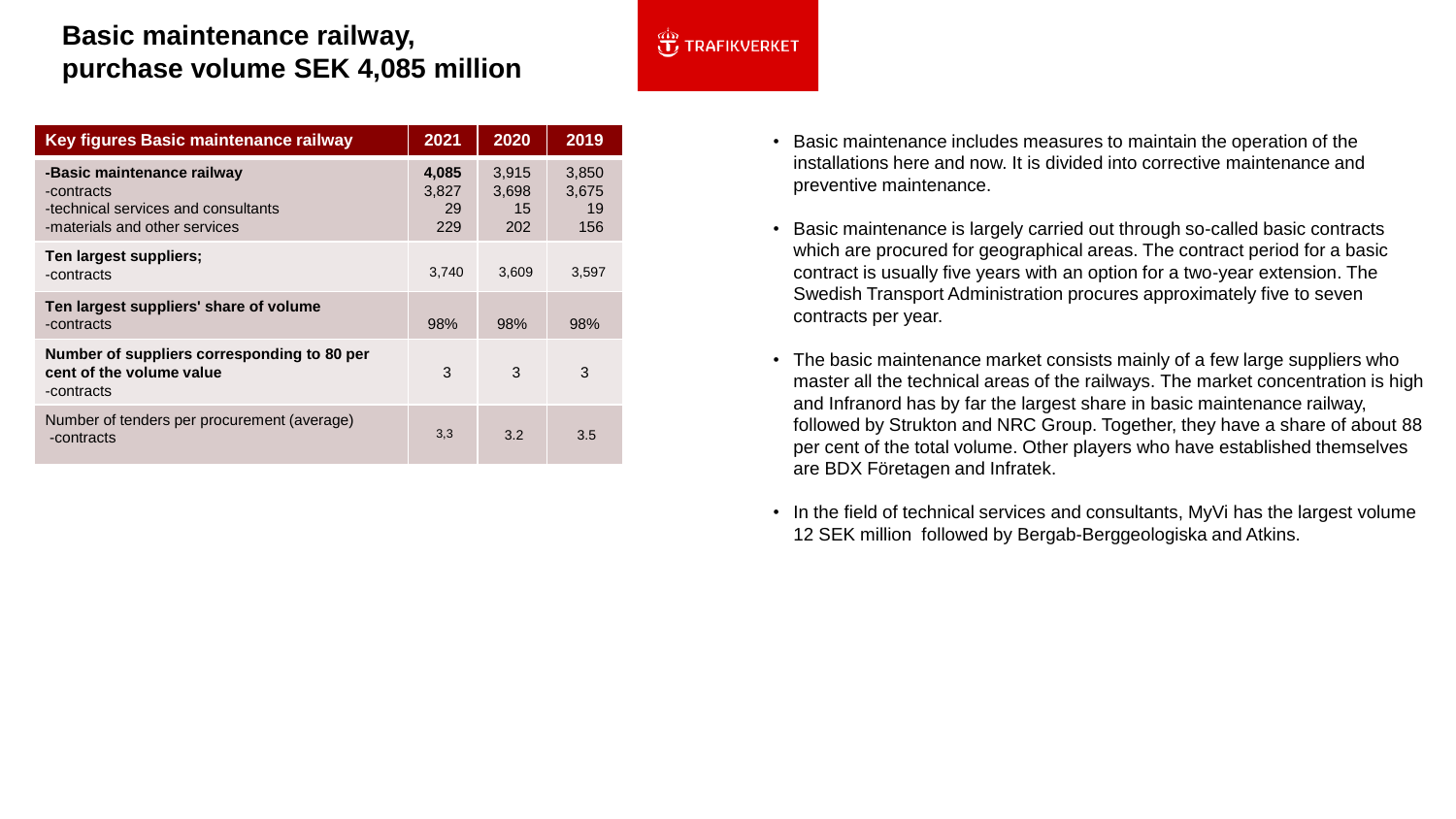# Basic maintenance railway, purchase volume SEK 4,085 million

TRAFIKVERKET

| Key figures Basic maintenance railway | 2021 | 2020 | 2019 |
|---|---|---|---|
| **-Basic maintenance railway** | **4,085** | 3,915 | 3,850 |
| -contracts | 3,827 | 3,698 | 3,675 |
| -technical services and consultants | 29 | 15 | 19 |
| -materials and other services | 229 | 202 | 156 |
| **Ten largest suppliers;** -contracts | 3,740 | 3,609 | 3,597 |
| **Ten largest suppliers' share of volume** -contracts | 98% | 98% | 98% |
| **Number of suppliers corresponding to 80 per cent of the volume value** -contracts | 3 | 3 | 3 |
| Number of tenders per procurement (average) -contracts | 3,3 | 3.2 | 3.5 |

- Basic maintenance includes measures to maintain the operation of the installations here and now. It is divided into corrective maintenance and preventive maintenance.
- Basic maintenance is largely carried out through so-called basic contracts which are procured for geographical areas. The contract period for a basic contract is usually five years with an option for a two-year extension. The Swedish Transport Administration procures approximately five to seven contracts per year.
- The basic maintenance market consists mainly of a few large suppliers who master all the technical areas of the railways. The market concentration is high and Infranord has by far the largest share in basic maintenance railway, followed by Strukton and NRC Group. Together, they have a share of about 88 per cent of the total volume. Other players who have established themselves are BDX Företagen and Infratek.
- In the field of technical services and consultants, MyVi has the largest volume 12 SEK million followed by Bergab-Berggeologiska and Atkins.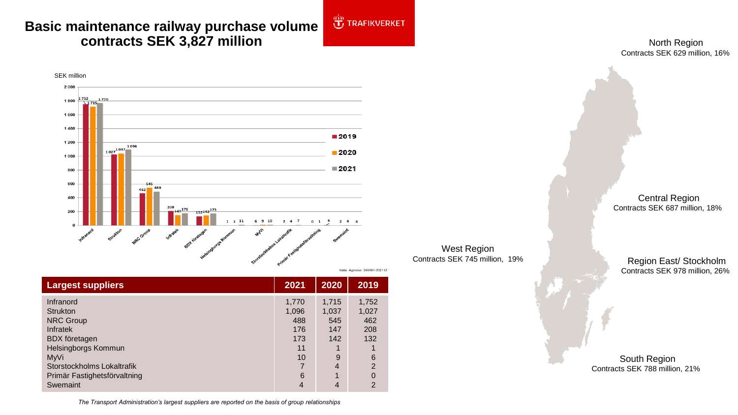# Basic maintenance railway purchase volume contracts SEK 3,827 million

TRAFIKVERKET

North Region
Contracts SEK 629 million, 16%

Central Region
Contracts SEK 687 million, 18%

West Region
Contracts SEK 745 million, 19%

Region East/ Stockholm
Contracts SEK 978 million, 26%

South Region
Contracts SEK 788 million, 21%

Källa: Agresso 201901-202112

| Largest suppliers | 2021 | 2020 | 2019 |
|---|---|---|---|
| Infranord | 1,770 | 1,715 | 1,752 |
| Strukton | 1,096 | 1,037 | 1,027 |
| NRC Group | 488 | 545 | 462 |
| Infratek | 176 | 147 | 208 |
| BDX företagen | 173 | 142 | 132 |
| Helsingborgs Kommun | 11 | 1 | 1 |
| MyVi | 10 | 9 | 6 |
| Storstockholms Lokaltrafik | 7 | 4 | 2 |
| Primär Fastighetsförvaltning | 6 | 1 | 0 |
| Swemaint | 4 | 4 | 2 |

*The Transport Administration's largest suppliers are reported on the basis of group relationships*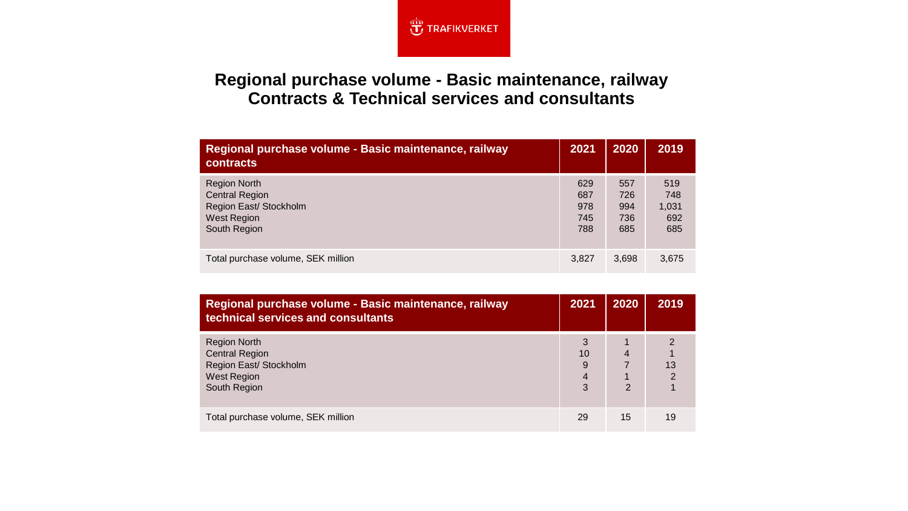# Regional purchase volume - Basic maintenance, railway Contracts & Technical services and consultants

| Regional purchase volume - Basic maintenance, railway contracts | 2021 | 2020 | 2019 |
|---|---|---|---|
| Region North | 629 | 557 | 519 |
| Central Region | 687 | 726 | 748 |
| Region East/ Stockholm | 978 | 994 | 1,031 |
| West Region | 745 | 736 | 692 |
| South Region | 788 | 685 | 685 |
| Total purchase volume, SEK million | 3,827 | 3,698 | 3,675 |

| Regional purchase volume - Basic maintenance, railway technical services and consultants | 2021 | 2020 | 2019 |
|---|---|---|---|
| Region North | 3 | 1 | 2 |
| Central Region | 10 | 4 | 1 |
| Region East/ Stockholm | 9 | 7 | 13 |
| West Region | 4 | 1 | 2 |
| South Region | 3 | 2 | 1 |
| Total purchase volume, SEK million | 29 | 15 | 19 |